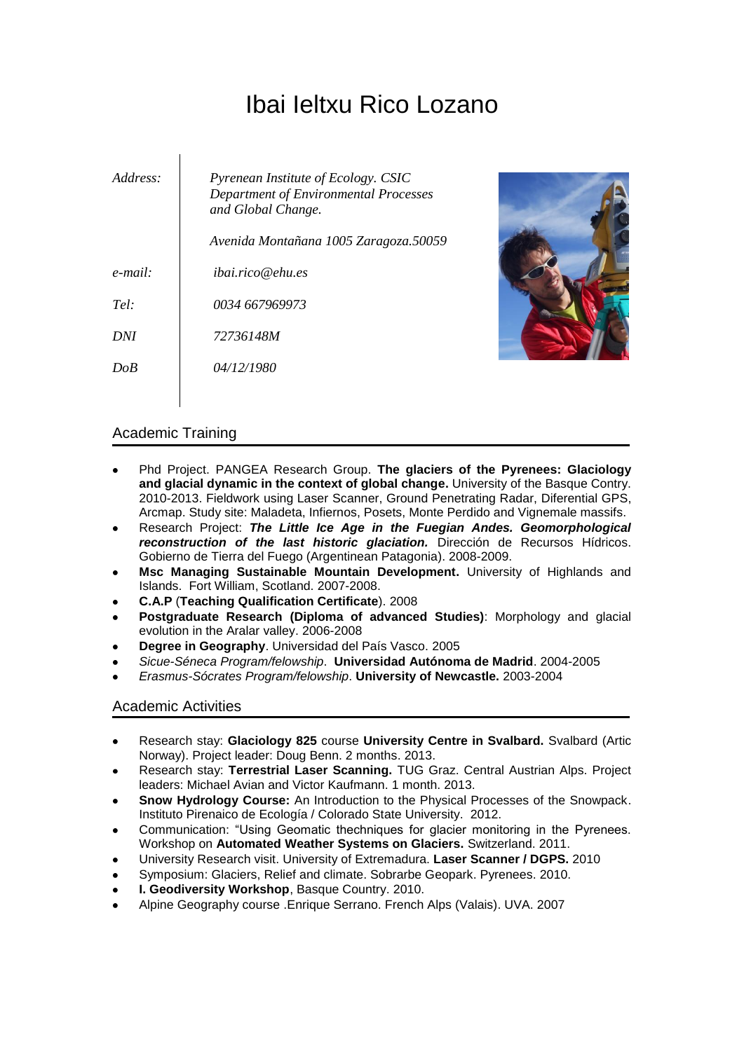# Ibai Ieltxu Rico Lozano

| | |
|---|---|
| *Address:* | *Pyrenean Institute of Ecology. CSIC*<br>*Department of Environmental Processes and Global Change.*<br><br>*Avenida Montañana 1005 Zaragoza.50059* |
| *e-mail:* | *ibai.rico@ehu.es* |
| *Tel:* | *0034 667969973* |
| *DNI* | *72736148M* |
| *DoB* | *04/12/1980* |

## Academic Training

- Phd Project. PANGEA Research Group. **The glaciers of the Pyrenees: Glaciology and glacial dynamic in the context of global change.** University of the Basque Contry. 2010-2013. Fieldwork using Laser Scanner, Ground Penetrating Radar, Diferential GPS, Arcmap. Study site: Maladeta, Infiernos, Posets, Monte Perdido and Vignemale massifs.
- Research Project: ***The Little Ice Age in the Fuegian Andes. Geomorphological reconstruction of the last historic glaciation.*** Dirección de Recursos Hídricos. Gobierno de Tierra del Fuego (Argentinean Patagonia). 2008-2009.
- **Msc Managing Sustainable Mountain Development.** University of Highlands and Islands. Fort William, Scotland. 2007-2008.
- **C.A.P** (**Teaching Qualification Certificate**). 2008
- **Postgraduate Research (Diploma of advanced Studies)**: Morphology and glacial evolution in the Aralar valley. 2006-2008
- **Degree in Geography**. Universidad del País Vasco. 2005
- *Sicue-Séneca Program/felowship*. **Universidad Autónoma de Madrid**. 2004-2005
- *Erasmus-Sócrates Program/felowship*. **University of Newcastle.** 2003-2004

## Academic Activities

- Research stay: **Glaciology 825** course **University Centre in Svalbard.** Svalbard (Artic Norway). Project leader: Doug Benn. 2 months. 2013.
- Research stay: **Terrestrial Laser Scanning.** TUG Graz. Central Austrian Alps. Project leaders: Michael Avian and Victor Kaufmann. 1 month. 2013.
- **Snow Hydrology Course:** An Introduction to the Physical Processes of the Snowpack. Instituto Pirenaico de Ecología / Colorado State University. 2012.
- Communication: "Using Geomatic thechniques for glacier monitoring in the Pyrenees. Workshop on **Automated Weather Systems on Glaciers.** Switzerland. 2011.
- University Research visit. University of Extremadura. **Laser Scanner / DGPS.** 2010
- Symposium: Glaciers, Relief and climate. Sobrarbe Geopark. Pyrenees. 2010.
- **I. Geodiversity Workshop**, Basque Country. 2010.
- Alpine Geography course .Enrique Serrano. French Alps (Valais). UVA. 2007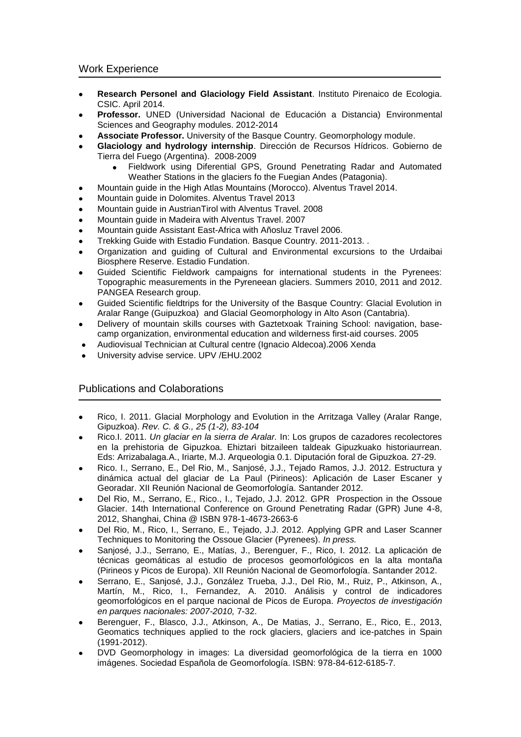## Work Experience

- **Research Personel and Glaciology Field Assistant**. Instituto Pirenaico de Ecologia. CSIC. April 2014.
- **Professor.** UNED (Universidad Nacional de Educación a Distancia) Environmental Sciences and Geography modules. 2012-2014
- **Associate Professor.** University of the Basque Country. Geomorphology module.
- **Glaciology and hydrology internship**. Dirección de Recursos Hídricos. Gobierno de Tierra del Fuego (Argentina). 2008-2009
  - Fieldwork using Diferential GPS, Ground Penetrating Radar and Automated Weather Stations in the glaciers fo the Fuegian Andes (Patagonia).
- Mountain guide in the High Atlas Mountains (Morocco). Alventus Travel 2014.
- Mountain guide in Dolomites. Alventus Travel 2013
- Mountain guide in AustrianTirol with Alventus Travel. 2008
- Mountain guide in Madeira with Alventus Travel. 2007
- Mountain guide Assistant East-Africa with Añosluz Travel 2006.
- Trekking Guide with Estadio Fundation. Basque Country. 2011-2013. .
- Organization and guiding of Cultural and Environmental excursions to the Urdaibai Biosphere Reserve. Estadio Fundation.
- Guided Scientific Fieldwork campaigns for international students in the Pyrenees: Topographic measurements in the Pyreneean glaciers. Summers 2010, 2011 and 2012. PANGEA Research group.
- Guided Scientific fieldtrips for the University of the Basque Country: Glacial Evolution in Aralar Range (Guipuzkoa) and Glacial Geomorphology in Alto Ason (Cantabria).
- Delivery of mountain skills courses with Gaztetxoak Training School: navigation, base-camp organization, environmental education and wilderness first-aid courses. 2005
- Audiovisual Technician at Cultural centre (Ignacio Aldecoa).2006 Xenda
- University advise service. UPV /EHU.2002

## Publications and Colaborations

- Rico, I. 2011. Glacial Morphology and Evolution in the Arritzaga Valley (Aralar Range, Gipuzkoa). *Rev. C. & G., 25 (1-2), 83-104*
- Rico.I. 2011. *Un glaciar en la sierra de Aralar.* In: Los grupos de cazadores recolectores en la prehistoria de Gipuzkoa. Ehiztari bitzaileen taldeak Gipuzkuako historiaurrean. Eds: Arrizabalaga.A., Iriarte, M.J. Arqueologia 0.1. Diputación foral de Gipuzkoa. 27-29.
- Rico. I., Serrano, E., Del Rio, M., Sanjosé, J.J., Tejado Ramos, J.J. 2012. Estructura y dinámica actual del glaciar de La Paul (Pirineos): Aplicación de Laser Escaner y Georadar. XII Reunión Nacional de Geomorfología. Santander 2012.
- Del Rio, M., Serrano, E., Rico., I., Tejado, J.J. 2012. GPR Prospection in the Ossoue Glacier. 14th International Conference on Ground Penetrating Radar (GPR) June 4-8, 2012, Shanghai, China @ ISBN 978-1-4673-2663-6
- Del Rio, M., Rico, I., Serrano, E., Tejado, J.J. 2012. Applying GPR and Laser Scanner Techniques to Monitoring the Ossoue Glacier (Pyrenees). *In press.*
- Sanjosé, J.J., Serrano, E., Matías, J., Berenguer, F., Rico, I. 2012. La aplicación de técnicas geomáticas al estudio de procesos geomorfológicos en la alta montaña (Pirineos y Picos de Europa). XII Reunión Nacional de Geomorfología. Santander 2012.
- Serrano, E., Sanjosé, J.J., González Trueba, J.J., Del Rio, M., Ruiz, P., Atkinson, A., Martín, M., Rico, I., Fernandez, A. 2010. Análisis y control de indicadores geomorfológicos en el parque nacional de Picos de Europa. *Proyectos de investigación en parques nacionales: 2007-2010,* 7-32.
- Berenguer, F., Blasco, J.J., Atkinson, A., De Matias, J., Serrano, E., Rico, E., 2013, Geomatics techniques applied to the rock glaciers, glaciers and ice-patches in Spain (1991-2012).
- DVD Geomorphology in images: La diversidad geomorfológica de la tierra en 1000 imágenes. Sociedad Española de Geomorfología. ISBN: 978-84-612-6185-7.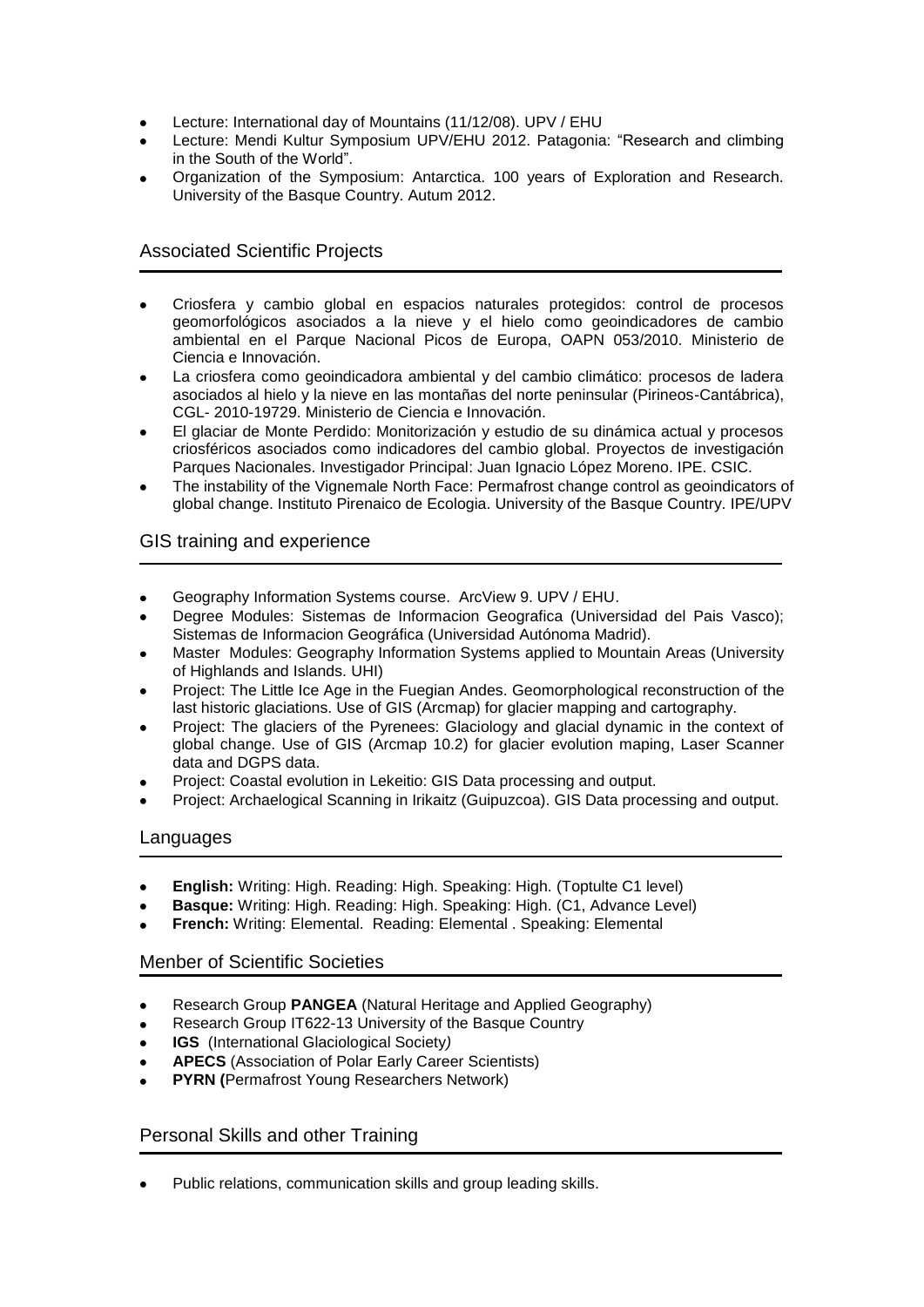- Lecture: International day of Mountains (11/12/08). UPV / EHU
- Lecture: Mendi Kultur Symposium UPV/EHU 2012. Patagonia: "Research and climbing in the South of the World".
- Organization of the Symposium: Antarctica. 100 years of Exploration and Research. University of the Basque Country. Autum 2012.

## Associated Scientific Projects

- Criosfera y cambio global en espacios naturales protegidos: control de procesos geomorfológicos asociados a la nieve y el hielo como geoindicadores de cambio ambiental en el Parque Nacional Picos de Europa, OAPN 053/2010. Ministerio de Ciencia e Innovación.
- La criosfera como geoindicadora ambiental y del cambio climático: procesos de ladera asociados al hielo y la nieve en las montañas del norte peninsular (Pirineos-Cantábrica), CGL- 2010-19729. Ministerio de Ciencia e Innovación.
- El glaciar de Monte Perdido: Monitorización y estudio de su dinámica actual y procesos criosféricos asociados como indicadores del cambio global. Proyectos de investigación Parques Nacionales. Investigador Principal: Juan Ignacio López Moreno. IPE. CSIC.
- The instability of the Vignemale North Face: Permafrost change control as geoindicators of global change. Instituto Pirenaico de Ecologia. University of the Basque Country. IPE/UPV

## GIS training and experience

- Geography Information Systems course. ArcView 9. UPV / EHU.
- Degree Modules: Sistemas de Informacion Geografica (Universidad del Pais Vasco); Sistemas de Informacion Geográfica (Universidad Autónoma Madrid).
- Master Modules: Geography Information Systems applied to Mountain Areas (University of Highlands and Islands. UHI)
- Project: The Little Ice Age in the Fuegian Andes. Geomorphological reconstruction of the last historic glaciations. Use of GIS (Arcmap) for glacier mapping and cartography.
- Project: The glaciers of the Pyrenees: Glaciology and glacial dynamic in the context of global change. Use of GIS (Arcmap 10.2) for glacier evolution maping, Laser Scanner data and DGPS data.
- Project: Coastal evolution in Lekeitio: GIS Data processing and output.
- Project: Archaelogical Scanning in Irikaitz (Guipuzcoa). GIS Data processing and output.

## Languages

- **English:** Writing: High. Reading: High. Speaking: High. (Toptulte C1 level)
- **Basque:** Writing: High. Reading: High. Speaking: High. (C1, Advance Level)
- **French:** Writing: Elemental. Reading: Elemental . Speaking: Elemental

## Menber of Scientific Societies

- Research Group **PANGEA** (Natural Heritage and Applied Geography)
- Research Group IT622-13 University of the Basque Country
- **IGS** (International Glaciological Society*)*
- **APECS** (Association of Polar Early Career Scientists)
- **PYRN (**Permafrost Young Researchers Network)

## Personal Skills and other Training

- Public relations, communication skills and group leading skills.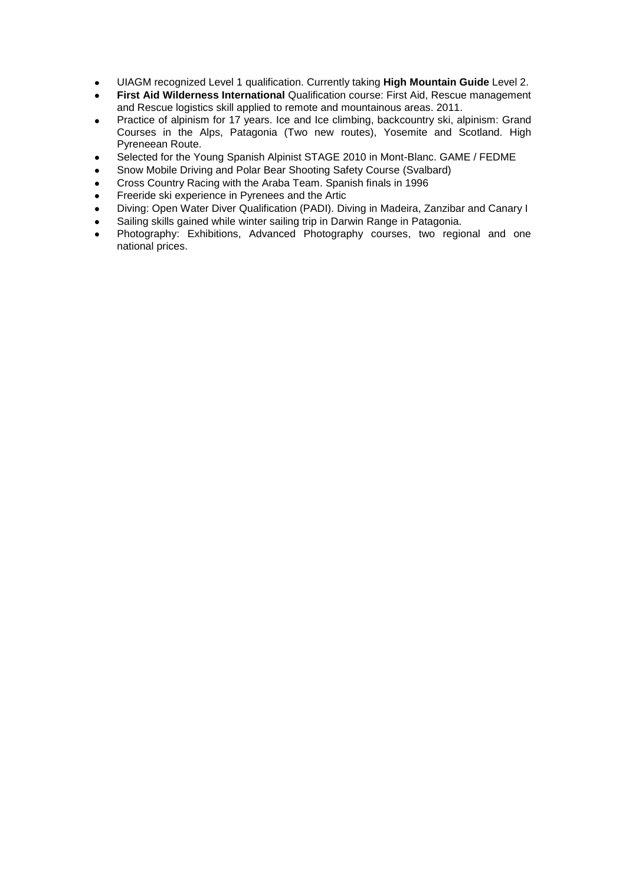- UIAGM recognized Level 1 qualification. Currently taking **High Mountain Guide** Level 2.
- **First Aid Wilderness International** Qualification course: First Aid, Rescue management and Rescue logistics skill applied to remote and mountainous areas. 2011.
- Practice of alpinism for 17 years. Ice and Ice climbing, backcountry ski, alpinism: Grand Courses in the Alps, Patagonia (Two new routes), Yosemite and Scotland. High Pyreneean Route.
- Selected for the Young Spanish Alpinist STAGE 2010 in Mont-Blanc. GAME / FEDME
- Snow Mobile Driving and Polar Bear Shooting Safety Course (Svalbard)
- Cross Country Racing with the Araba Team. Spanish finals in 1996
- Freeride ski experience in Pyrenees and the Artic
- Diving: Open Water Diver Qualification (PADI). Diving in Madeira, Zanzibar and Canary I
- Sailing skills gained while winter sailing trip in Darwin Range in Patagonia.
- Photography: Exhibitions, Advanced Photography courses, two regional and one national prices.